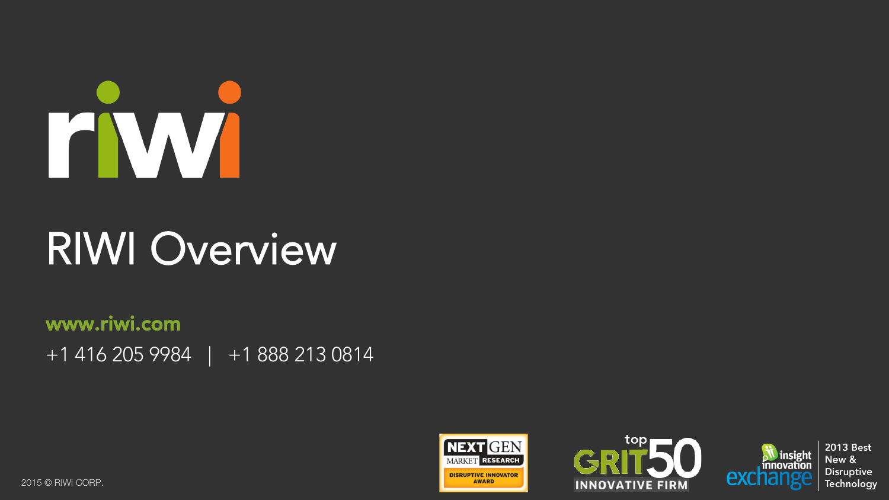riwi

# RIWI Overview

**www.riwi.com**

+1 416 205 9984 | +1 888 213 0814

NEXT GEN MARKET RESEARCH DISRUPTIVE INNOVATOR AWARD

top GRIT 50 INNOVATIVE FIRM

insight innovation exchange 2013 Best New & Disruptive Technology

2015 © RIWI CORP.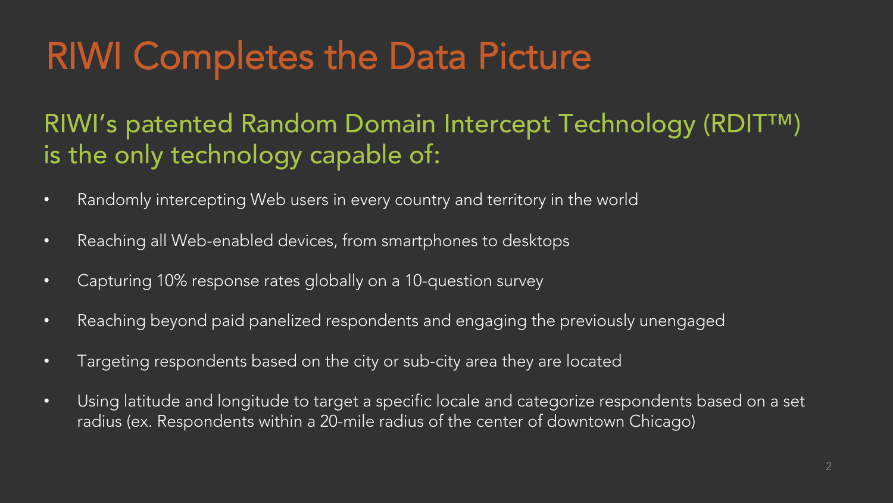# RIWI Completes the Data Picture

## RIWI's patented Random Domain Intercept Technology (RDIT™) is the only technology capable of:

- Randomly intercepting Web users in every country and territory in the world
- Reaching all Web-enabled devices, from smartphones to desktops
- Capturing 10% response rates globally on a 10-question survey
- Reaching beyond paid panelized respondents and engaging the previously unengaged
- Targeting respondents based on the city or sub-city area they are located
- Using latitude and longitude to target a specific locale and categorize respondents based on a set radius (ex. Respondents within a 20-mile radius of the center of downtown Chicago)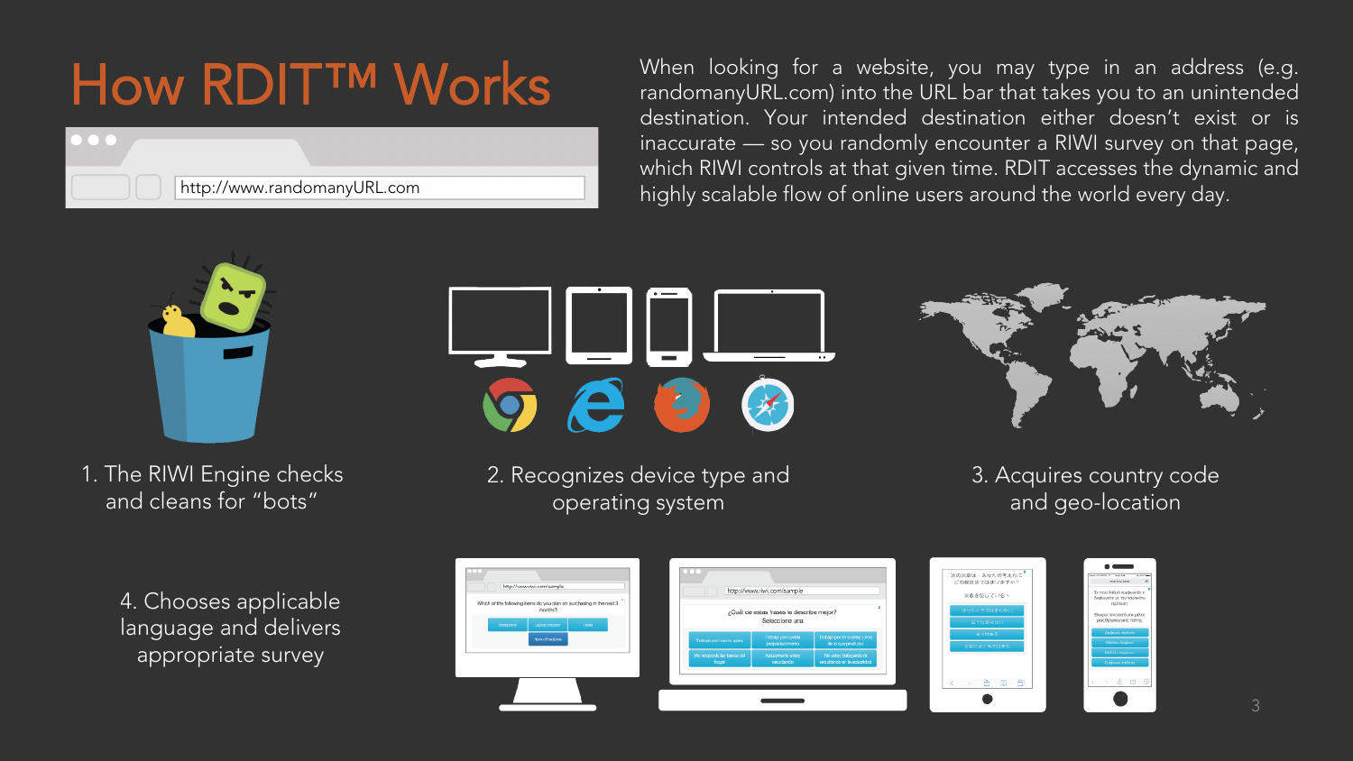# How RDIT™ Works

When looking for a website, you may type in an address (e.g. randomanyURL.com) into the URL bar that takes you to an unintended destination. Your intended destination either doesn't exist or is inaccurate — so you randomly encounter a RIWI survey on that page, which RIWI controls at that given time. RDIT accesses the dynamic and highly scalable flow of online users around the world every day.

1. The RIWI Engine checks and cleans for "bots"

2. Recognizes device type and operating system

3. Acquires country code and geo-location

4. Chooses applicable language and delivers appropriate survey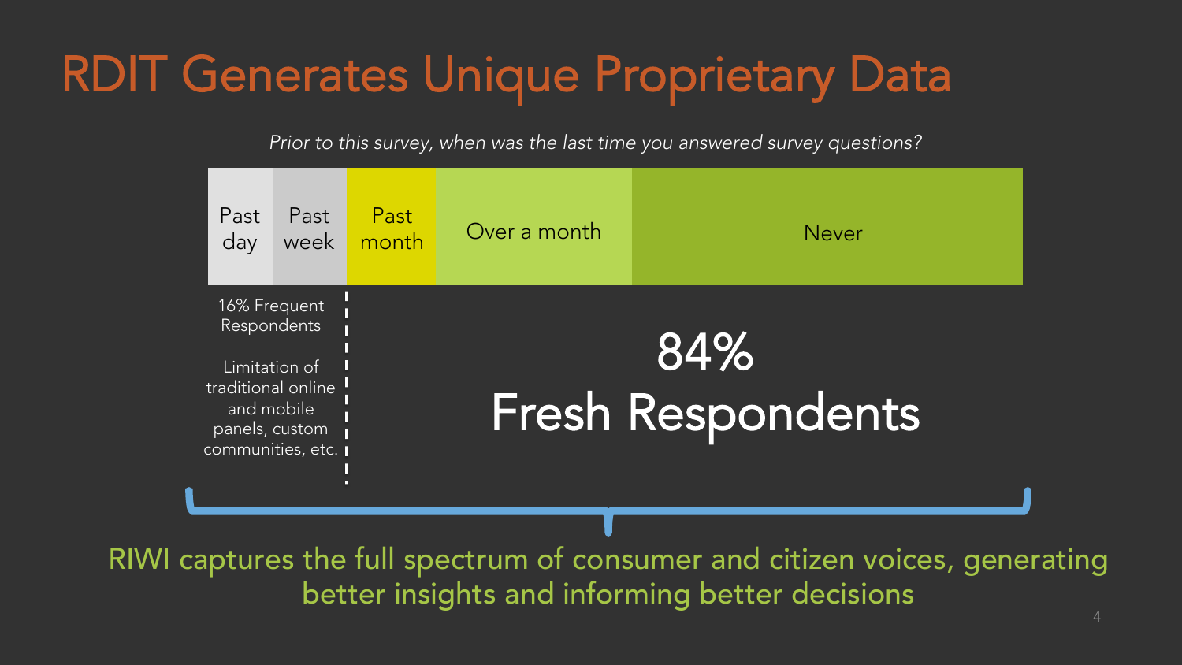# RDIT Generates Unique Proprietary Data

*Prior to this survey, when was the last time you answered survey questions?*

| Past day | Past week | Past month | Over a month | Never |
| --- | --- | --- | --- | --- |

16% Frequent Respondents

Limitation of traditional online and mobile panels, custom communities, etc.

84%
Fresh Respondents

RIWI captures the full spectrum of consumer and citizen voices, generating better insights and informing better decisions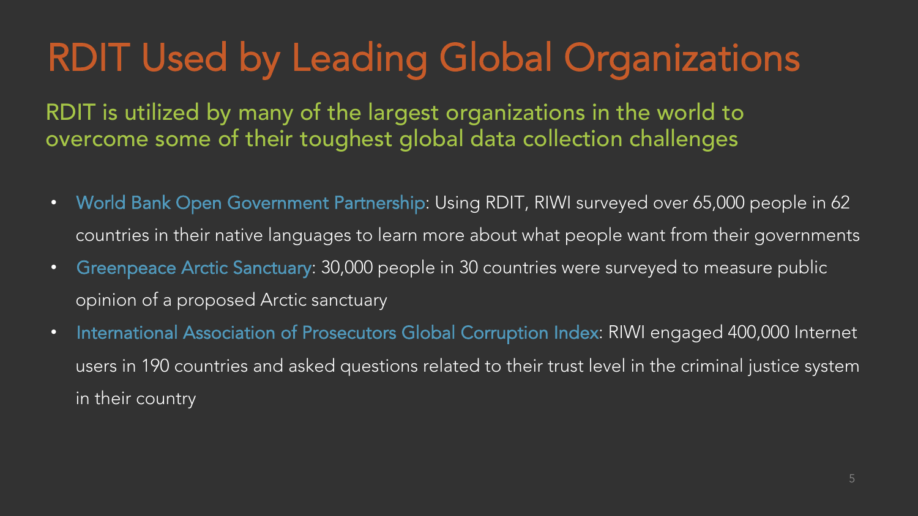# RDIT Used by Leading Global Organizations

RDIT is utilized by many of the largest organizations in the world to overcome some of their toughest global data collection challenges

- World Bank Open Government Partnership: Using RDIT, RIWI surveyed over 65,000 people in 62 countries in their native languages to learn more about what people want from their governments
- Greenpeace Arctic Sanctuary: 30,000 people in 30 countries were surveyed to measure public opinion of a proposed Arctic sanctuary
- International Association of Prosecutors Global Corruption Index: RIWI engaged 400,000 Internet users in 190 countries and asked questions related to their trust level in the criminal justice system in their country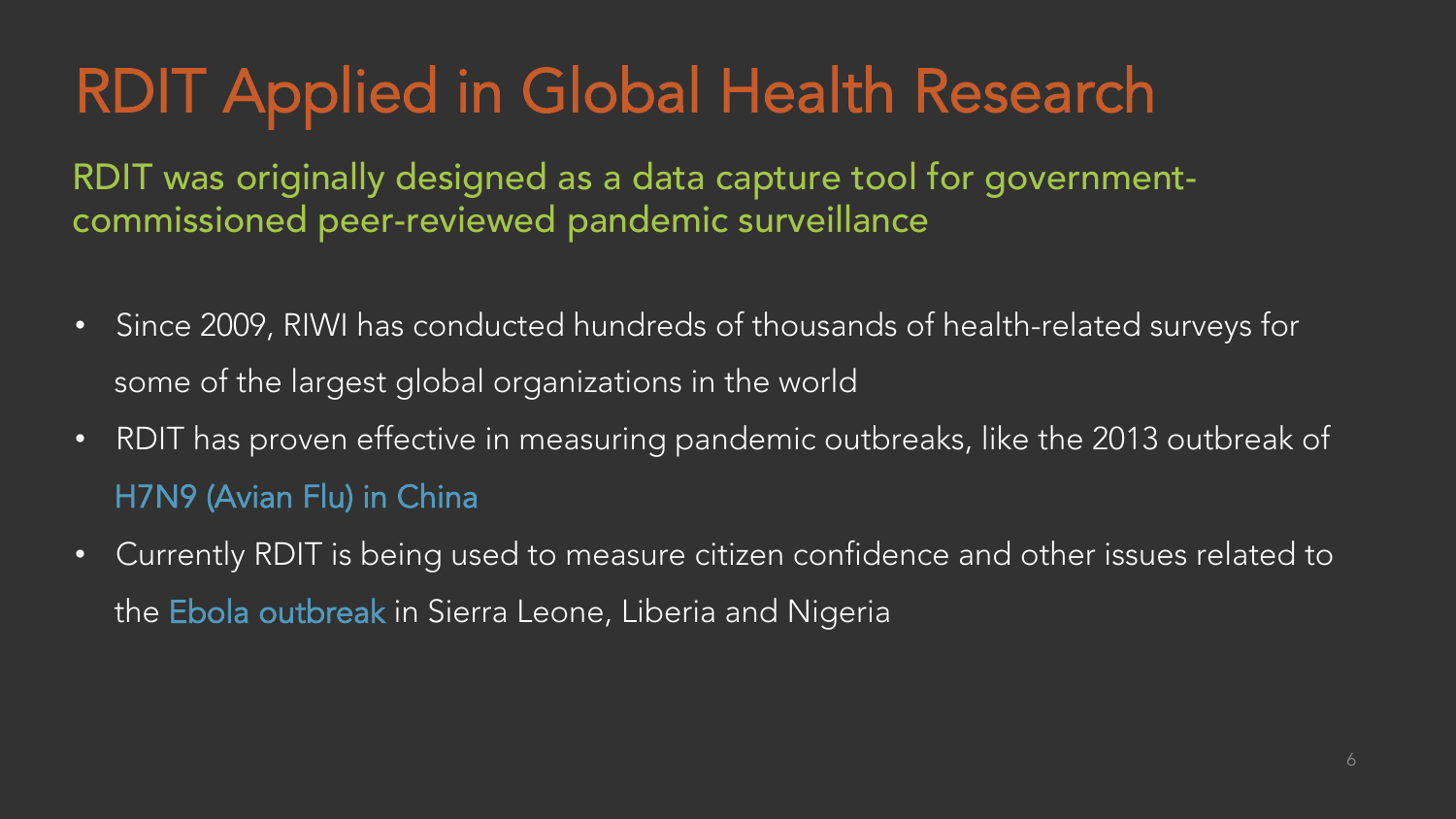# RDIT Applied in Global Health Research

RDIT was originally designed as a data capture tool for government-commissioned peer-reviewed pandemic surveillance

- Since 2009, RIWI has conducted hundreds of thousands of health-related surveys for some of the largest global organizations in the world
- RDIT has proven effective in measuring pandemic outbreaks, like the 2013 outbreak of H7N9 (Avian Flu) in China
- Currently RDIT is being used to measure citizen confidence and other issues related to the Ebola outbreak in Sierra Leone, Liberia and Nigeria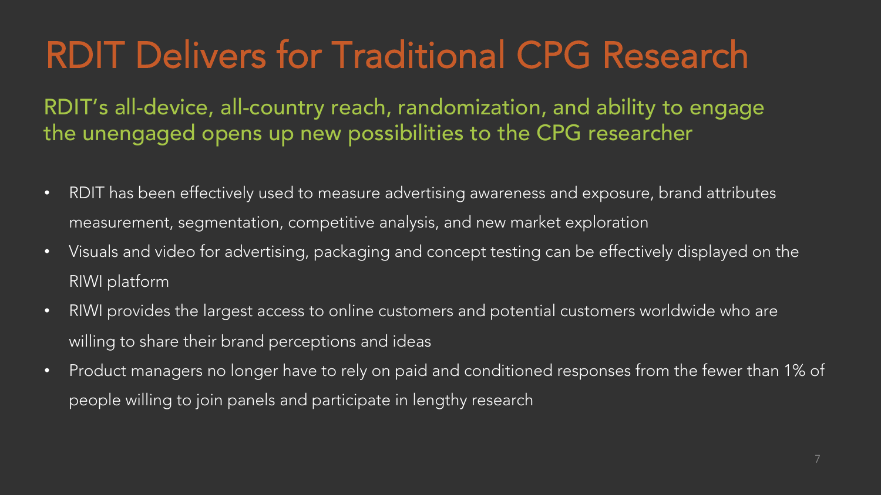# RDIT Delivers for Traditional CPG Research

## RDIT's all-device, all-country reach, randomization, and ability to engage the unengaged opens up new possibilities to the CPG researcher

- RDIT has been effectively used to measure advertising awareness and exposure, brand attributes measurement, segmentation, competitive analysis, and new market exploration
- Visuals and video for advertising, packaging and concept testing can be effectively displayed on the RIWI platform
- RIWI provides the largest access to online customers and potential customers worldwide who are willing to share their brand perceptions and ideas
- Product managers no longer have to rely on paid and conditioned responses from the fewer than 1% of people willing to join panels and participate in lengthy research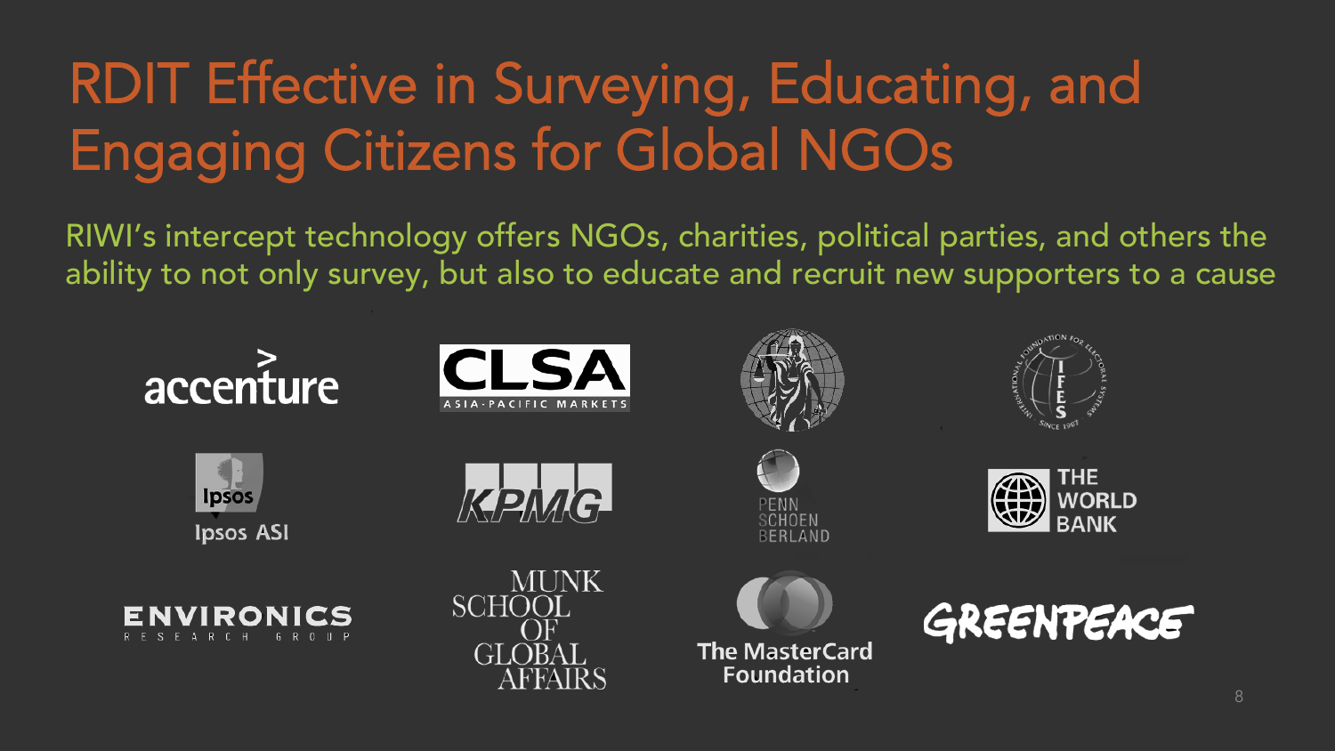# RDIT Effective in Surveying, Educating, and Engaging Citizens for Global NGOs

RIWI's intercept technology offers NGOs, charities, political parties, and others the ability to not only survey, but also to educate and recruit new supporters to a cause

accenture

CLSA ASIA-PACIFIC MARKETS

IFES

Ipsos ASI

KPMG

PENN SCHOEN BERLAND

THE WORLD BANK

ENVIRONICS RESEARCH GROUP

MUNK SCHOOL OF GLOBAL AFFAIRS

The MasterCard Foundation

GREENPEACE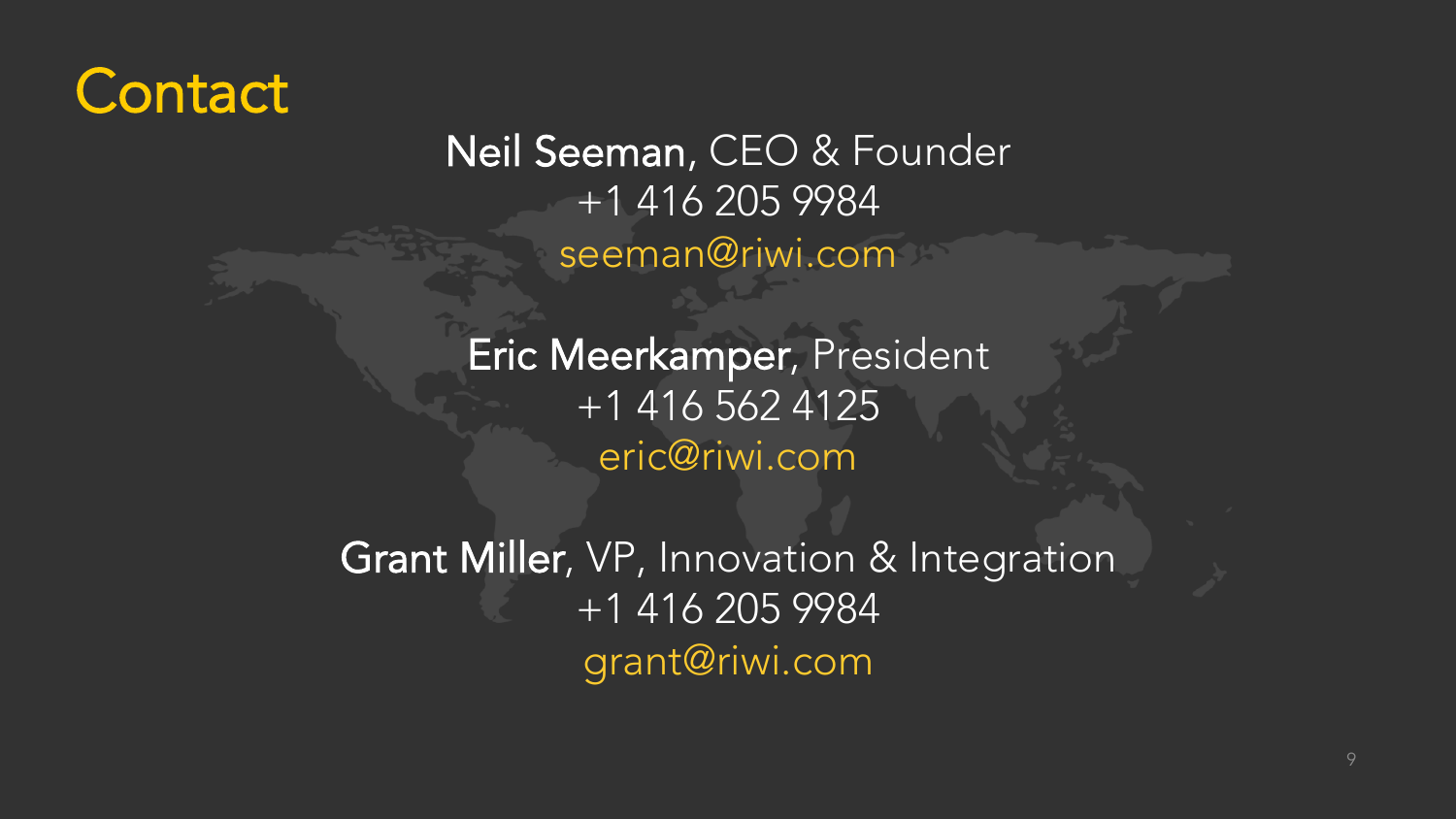# Contact

**Neil Seeman**, CEO & Founder
+1 416 205 9984
seeman@riwi.com

**Eric Meerkamper**, President
+1 416 562 4125
eric@riwi.com

**Grant Miller**, VP, Innovation & Integration
+1 416 205 9984
grant@riwi.com